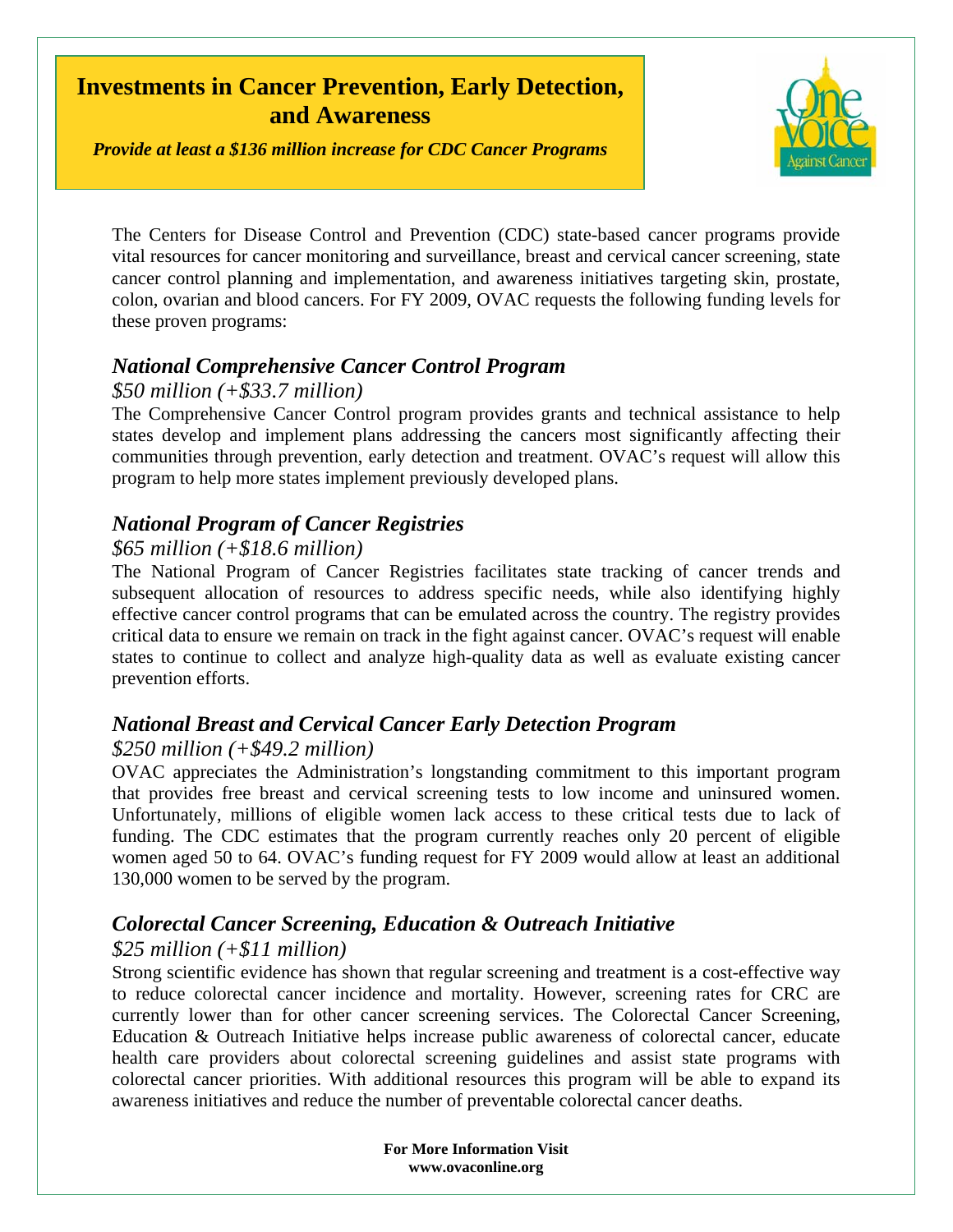# Investments in Cancer Prevention, Early Detection, and Awareness

*Provide at least a $136 million increase for CDC Cancer Programs*

The Centers for Disease Control and Prevention (CDC) state-based cancer programs provide vital resources for cancer monitoring and surveillance, breast and cervical cancer screening, state cancer control planning and implementation, and awareness initiatives targeting skin, prostate, colon, ovarian and blood cancers. For FY 2009, OVAC requests the following funding levels for these proven programs:

## *National Comprehensive Cancer Control Program*

*$50 million (+$33.7 million)*

The Comprehensive Cancer Control program provides grants and technical assistance to help states develop and implement plans addressing the cancers most significantly affecting their communities through prevention, early detection and treatment. OVAC's request will allow this program to help more states implement previously developed plans.

## *National Program of Cancer Registries*

*$65 million (+$18.6 million)*

The National Program of Cancer Registries facilitates state tracking of cancer trends and subsequent allocation of resources to address specific needs, while also identifying highly effective cancer control programs that can be emulated across the country. The registry provides critical data to ensure we remain on track in the fight against cancer. OVAC's request will enable states to continue to collect and analyze high-quality data as well as evaluate existing cancer prevention efforts.

## *National Breast and Cervical Cancer Early Detection Program*

*$250 million (+$49.2 million)*

OVAC appreciates the Administration's longstanding commitment to this important program that provides free breast and cervical screening tests to low income and uninsured women. Unfortunately, millions of eligible women lack access to these critical tests due to lack of funding. The CDC estimates that the program currently reaches only 20 percent of eligible women aged 50 to 64. OVAC's funding request for FY 2009 would allow at least an additional 130,000 women to be served by the program.

## *Colorectal Cancer Screening, Education & Outreach Initiative*

*$25 million (+$11 million)*

Strong scientific evidence has shown that regular screening and treatment is a cost-effective way to reduce colorectal cancer incidence and mortality. However, screening rates for CRC are currently lower than for other cancer screening services. The Colorectal Cancer Screening, Education & Outreach Initiative helps increase public awareness of colorectal cancer, educate health care providers about colorectal screening guidelines and assist state programs with colorectal cancer priorities. With additional resources this program will be able to expand its awareness initiatives and reduce the number of preventable colorectal cancer deaths.

**For More Information Visit**
**www.ovaconline.org**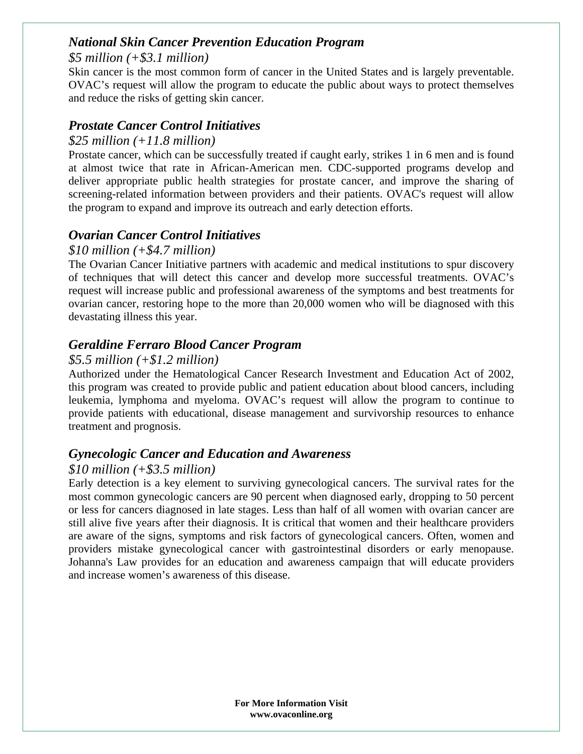### *National Skin Cancer Prevention Education Program*

*$5 million (+$3.1 million)*

Skin cancer is the most common form of cancer in the United States and is largely preventable. OVAC's request will allow the program to educate the public about ways to protect themselves and reduce the risks of getting skin cancer.

### *Prostate Cancer Control Initiatives*

*$25 million (+11.8 million)*

Prostate cancer, which can be successfully treated if caught early, strikes 1 in 6 men and is found at almost twice that rate in African-American men. CDC-supported programs develop and deliver appropriate public health strategies for prostate cancer, and improve the sharing of screening-related information between providers and their patients. OVAC's request will allow the program to expand and improve its outreach and early detection efforts.

### *Ovarian Cancer Control Initiatives*

*$10 million (+$4.7 million)*

The Ovarian Cancer Initiative partners with academic and medical institutions to spur discovery of techniques that will detect this cancer and develop more successful treatments. OVAC's request will increase public and professional awareness of the symptoms and best treatments for ovarian cancer, restoring hope to the more than 20,000 women who will be diagnosed with this devastating illness this year.

### *Geraldine Ferraro Blood Cancer Program*

*$5.5 million (+$1.2 million)*

Authorized under the Hematological Cancer Research Investment and Education Act of 2002, this program was created to provide public and patient education about blood cancers, including leukemia, lymphoma and myeloma. OVAC's request will allow the program to continue to provide patients with educational, disease management and survivorship resources to enhance treatment and prognosis.

### *Gynecologic Cancer and Education and Awareness*

*$10 million (+$3.5 million)*

Early detection is a key element to surviving gynecological cancers. The survival rates for the most common gynecologic cancers are 90 percent when diagnosed early, dropping to 50 percent or less for cancers diagnosed in late stages. Less than half of all women with ovarian cancer are still alive five years after their diagnosis. It is critical that women and their healthcare providers are aware of the signs, symptoms and risk factors of gynecological cancers. Often, women and providers mistake gynecological cancer with gastrointestinal disorders or early menopause. Johanna's Law provides for an education and awareness campaign that will educate providers and increase women's awareness of this disease.

**For More Information Visit**
**www.ovaconline.org**